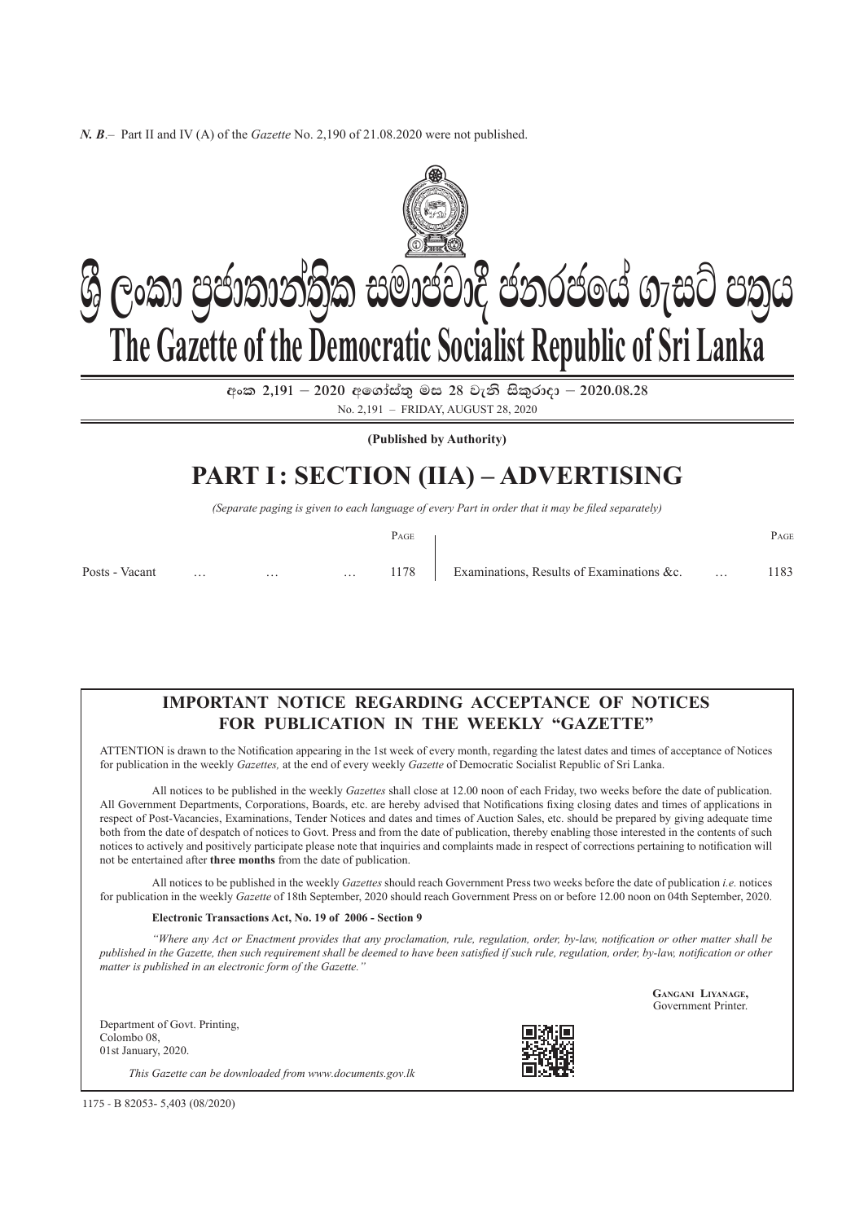*N. B*.– Part II and IV (A) of the *Gazette* No. 2,190 of 21.08.2020 were not published.

# ශ්‍රී ලංකා ප්‍රජාතාන්ත්‍රික සමාජවාදී ජනරජයේ ගැසට් පත්‍රය

# The Gazette of the Democratic Socialist Republic of Sri Lanka

අංක 2,191 – 2020 අගෝස්තු මස 28 වැනි සිකුරාදා – 2020.08.28

No. 2,191 – FRIDAY, AUGUST 28, 2020

**(Published by Authority)**

# PART I : SECTION (IIA) – ADVERTISING

*(Separate paging is given to each language of every Part in order that it may be filed separately)*

| | Page | | Page |
|---|---|---|---|
| Posts - Vacant … … … | 1178 | Examinations, Results of Examinations &c. … | 1183 |

## IMPORTANT NOTICE REGARDING ACCEPTANCE OF NOTICES FOR PUBLICATION IN THE WEEKLY "GAZETTE"

ATTENTION is drawn to the Notification appearing in the 1st week of every month, regarding the latest dates and times of acceptance of Notices for publication in the weekly *Gazettes,* at the end of every weekly *Gazette* of Democratic Socialist Republic of Sri Lanka.

All notices to be published in the weekly *Gazettes* shall close at 12.00 noon of each Friday, two weeks before the date of publication. All Government Departments, Corporations, Boards, etc. are hereby advised that Notifications fixing closing dates and times of applications in respect of Post-Vacancies, Examinations, Tender Notices and dates and times of Auction Sales, etc. should be prepared by giving adequate time both from the date of despatch of notices to Govt. Press and from the date of publication, thereby enabling those interested in the contents of such notices to actively and positively participate please note that inquiries and complaints made in respect of corrections pertaining to notification will not be entertained after **three months** from the date of publication.

All notices to be published in the weekly *Gazettes* should reach Government Press two weeks before the date of publication *i.e.* notices for publication in the weekly *Gazette* of 18th September, 2020 should reach Government Press on or before 12.00 noon on 04th September, 2020.

**Electronic Transactions Act, No. 19 of 2006 - Section 9**

*"Where any Act or Enactment provides that any proclamation, rule, regulation, order, by-law, notification or other matter shall be published in the Gazette, then such requirement shall be deemed to have been satisfied if such rule, regulation, order, by-law, notification or other matter is published in an electronic form of the Gazette."*

Gangani Liyanage,
Government Printer.

Department of Govt. Printing,
Colombo 08,
01st January, 2020.

*This Gazette can be downloaded from www.documents.gov.lk*

1175 - B 82053- 5,403 (08/2020)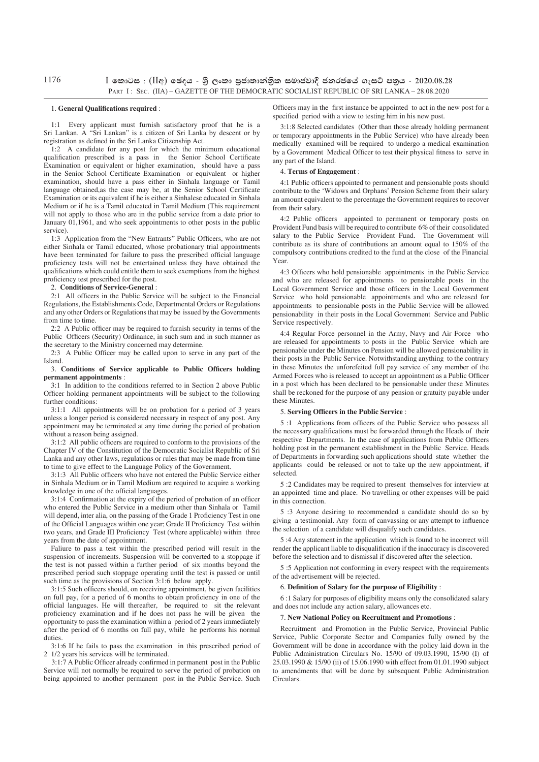1. **General Qualifications required** :

1:1 Every applicant must furnish satisfactory proof that he is a Sri Lankan. A "Sri Lankan" is a citizen of Sri Lanka by descent or by registration as defined in the Sri Lanka Citizenship Act.

1:2 A candidate for any post for which the minimum educational qualification prescribed is a pass in the Senior School Certificate Examination or equivalent or higher examination, should have a pass in the Senior School Certificate Examination or equivalent or higher examination, should have a pass either in Sinhala language or Tamil language obtained,as the case may be, at the Senior School Certificate Examination or its equivalent if he is either a Sinhalese educated in Sinhala Medium or if he is a Tamil educated in Tamil Medium (This requirement will not apply to those who are in the public service from a date prior to January 01,1961, and who seek appointments to other posts in the public service).

1:3 Application from the "New Entrants" Public Officers, who are not either Sinhala or Tamil educated, whose probationary trial appointments have been terminated for failure to pass the prescribed official language proficiency tests will not be entertained unless they have obtained the qualifications which could entitle them to seek exemptions from the highest proficiency test prescribed for the post.

2. **Conditions of Service-General** :

2:1 All officers in the Public Service will be subject to the Financial Regulations, the Establishments Code, Departmental Orders or Regulations and any other Orders or Regulations that may be issued by the Governments from time to time.

2:2 A Public officer may be required to furnish security in terms of the Public Officers (Security) Ordinance, in such sum and in such manner as the secretary to the Ministry concerned may determine.

2:3 A Public Officer may be called upon to serve in any part of the Island.

3. **Conditions of Service applicable to Public Officers holding permanent appointments** :

3:1 In addition to the conditions referred to in Section 2 above Public Officer holding permanent appointments will be subject to the following further conditions:

3:1:1 All appointments will be on probation for a period of 3 years unless a longer period is considered necessary in respect of any post. Any appointment may be terminated at any time during the period of probation without a reason being assigned.

3:1:2 All public officers are required to conform to the provisions of the Chapter IV of the Constitution of the Democratic Socialist Republic of Sri Lanka and any other laws, regulations or rules that may be made from time to time to give effect to the Language Policy of the Government.

3:1:3 All Public officers who have not entered the Public Service either in Sinhala Medium or in Tamil Medium are required to acquire a working knowledge in one of the official languages.

3:1:4 Confirmation at the expiry of the period of probation of an officer who entered the Public Service in a medium other than Sinhala or Tamil will depend, inter alia, on the passing of the Grade 1 Proficiency Test in one of the Official Languages within one year; Grade II Proficiency Test within two years, and Grade III Proficiency Test (where applicable) within three years from the date of appointment.

Faliure to pass a test within the prescribed period will result in the suspension of increments. Suspension will be converted to a stoppage if the test is not passed within a further period of six months beyond the prescribed period such stoppage operating until the test is passed or until such time as the provisions of Section 3:1:6 below apply.

3:1:5 Such officers should, on receiving appointment, be given facilities on full pay, for a period of 6 months to obtain proficiency in one of the official languages. He will thereafter, be required to sit the relevant proficiency examination and if he does not pass he will be given the opportunity to pass the examination within a period of 2 years immediately after the period of 6 months on full pay, while he performs his normal duties.

3:1:6 If he fails to pass the examination in this prescribed period of 2 1/2 years his services will be terminated.

3:1:7 A Public Officer already confirmed in permanent post in the Public Service will not normally be required to serve the period of probation on being appointed to another permanent post in the Public Service. Such Officers may in the first instance be appointed to act in the new post for a specified period with a view to testing him in his new post.

3:1:8 Selected candidates (Other than those already holding permanent or temporary appointments in the Public Service) who have already been medically examined will be required to undergo a medical examination by a Government Medical Officer to test their physical fitness to serve in any part of the Island.

4. **Terms of Engagement** :

4:1 Public officers appointed to permanent and pensionable posts should contribute to the 'Widows and Orphans' Pension Scheme from their salary an amount equivalent to the percentage the Government requires to recover from their salary.

4:2 Public officers appointed to permanent or temporary posts on Provident Fund basis will be required to contribute 6% of their consolidated salary to the Public Service Provident Fund. The Government will contribute as its share of contributions an amount equal to 150% of the compulsory contributions credited to the fund at the close of the Financial Year.

4:3 Officers who hold pensionable appointments in the Public Service and who are released for appointments to pensionable posts in the Local Government Service and those officers in the Local Government Service who hold pensionable appointments and who are released for appointments to pensionable posts in the Public Service will be allowed pensionability in their posts in the Local Government Service and Public Service respectively.

4:4 Regular Force personnel in the Army, Navy and Air Force who are released for appointments to posts in the Public Service which are pensionable under the Minutes on Pension will be allowed pensionability in their posts in the Public Service. Notwithstanding anything to the contrary in these Minutes the unforefeited full pay service of any member of the Armed Forces who is released to accept an appointment as a Public Officer in a post which has been declared to be pensionable under these Minutes shall be reckoned for the purpose of any pension or gratuity payable under these Minutes.

5. **Serving Officers in the Public Service** :

5 :1 Applications from officers of the Public Service who possess all the necessary qualifications must be forwarded through the Heads of their respective Departments. In the case of applications from Public Officers holding post in the permanent establishment in the Public Service. Heads of Departments in forwarding such applications should state whether the applicants could be released or not to take up the new appointment, if selected.

5 :2 Candidates may be required to present themselves for interview at an appointed time and place. No travelling or other expenses will be paid in this connection.

5 :3 Anyone desiring to recommended a candidate should do so by giving a testimonial. Any form of canvassing or any attempt to influence the selection of a candidate will disqualify such candidates.

5 :4 Any statement in the application which is found to be incorrect will render the applicant liable to disqualification if the inaccuracy is discovered before the selection and to dismissal if discovered after the selection.

5 :5 Application not conforming in every respect with the requirements of the advertisement will be rejected.

6. **Definition of Salary for the purpose of Eligibility** :

6 :1 Salary for purposes of eligibility means only the consolidated salary and does not include any action salary, allowances etc.

7. **New National Policy on Recruitment and Promotions** :

Recruitment and Promotion in the Public Service, Provincial Public Service, Public Corporate Sector and Companies fully owned by the Government will be done in accordance with the policy laid down in the Public Administration Circulars No. 15/90 of 09.03.1990, 15/90 (I) of 25.03.1990 & 15/90 (ii) of 15.06.1990 with effect from 01.01.1990 subject to amendments that will be done by subsequent Public Administration Circulars.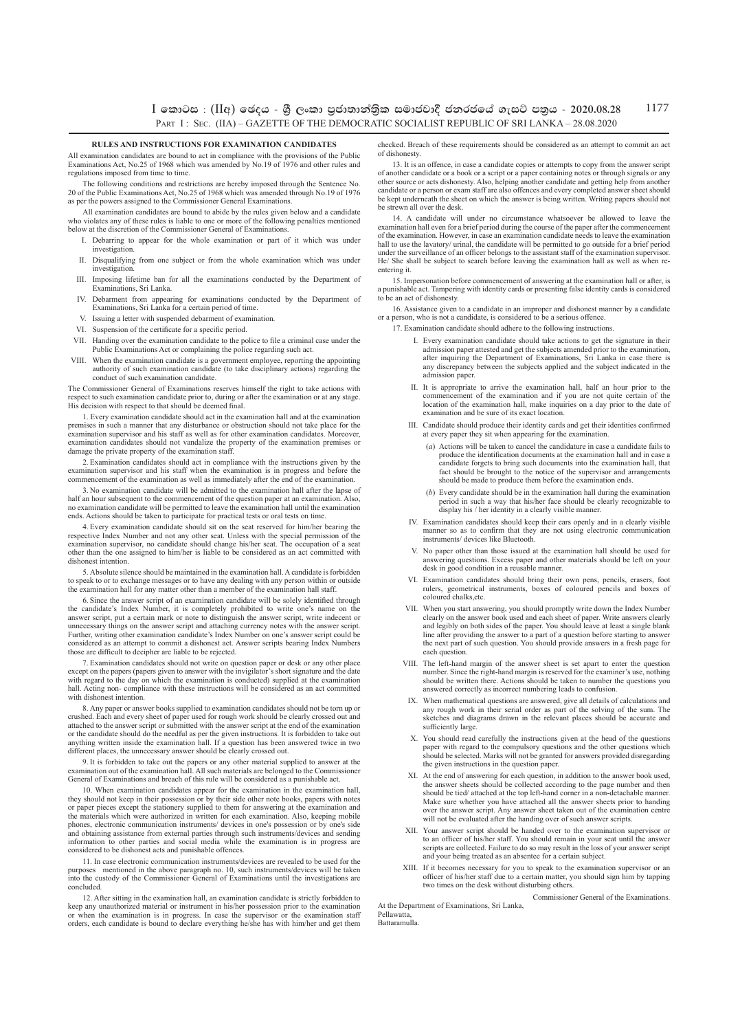## RULES AND INSTRUCTIONS FOR EXAMINATION CANDIDATES

All examination candidates are bound to act in compliance with the provisions of the Public Examinations Act, No.25 of 1968 which was amended by No.19 of 1976 and other rules and regulations imposed from time to time.

The following conditions and restrictions are hereby imposed through the Sentence No. 20 of the Public Examinations Act, No.25 of 1968 which was amended through No.19 of 1976 as per the powers assigned to the Commissioner General Examinations.

All examination candidates are bound to abide by the rules given below and a candidate who violates any of these rules is liable to one or more of the following penalties mentioned below at the discretion of the Commissioner General of Examinations.

- I. Debarring to appear for the whole examination or part of it which was under investigation.
- II. Disqualifying from one subject or from the whole examination which was under investigation.
- III. Imposing lifetime ban for all the examinations conducted by the Department of Examinations, Sri Lanka.
- IV. Debarment from appearing for examinations conducted by the Department of Examinations, Sri Lanka for a certain period of time.
- V. Issuing a letter with suspended debarment of examination.
- VI. Suspension of the certificate for a specific period.
- VII. Handing over the examination candidate to the police to file a criminal case under the Public Examinations Act or complaining the police regarding such act.
- VIII. When the examination candidate is a government employee, reporting the appointing authority of such examination candidate (to take disciplinary actions) regarding the conduct of such examination candidate.

The Commissioner General of Examinations reserves himself the right to take actions with respect to such examination candidate prior to, during or after the examination or at any stage. His decision with respect to that should be deemed final.

1. Every examination candidate should act in the examination hall and at the examination premises in such a manner that any disturbance or obstruction should not take place for the examination supervisor and his staff as well as for other examination candidates. Moreover, examination candidates should not vandalize the property of the examination premises or damage the private property of the examination staff.

2. Examination candidates should act in compliance with the instructions given by the examination supervisor and his staff when the examination is in progress and before the commencement of the examination as well as immediately after the end of the examination.

3. No examination candidate will be admitted to the examination hall after the lapse of half an hour subsequent to the commencement of the question paper at an examination. Also, no examination candidate will be permitted to leave the examination hall until the examination ends. Actions should be taken to participate for practical tests or oral tests on time.

4. Every examination candidate should sit on the seat reserved for him/her bearing the respective Index Number and not any other seat. Unless with the special permission of the examination supervisor, no candidate should change his/her seat. The occupation of a seat other than the one assigned to him/her is liable to be considered as an act committed with dishonest intention.

5. Absolute silence should be maintained in the examination hall. A candidate is forbidden to speak to or to exchange messages or to have any dealing with any person within or outside the examination hall for any matter other than a member of the examination hall staff.

6. Since the answer script of an examination candidate will be solely identified through the candidate's Index Number, it is completely prohibited to write one's name on the answer script, put a certain mark or note to distinguish the answer script, write indecent or unnecessary things on the answer script and attaching currency notes with the answer script. Further, writing other examination candidate's Index Number on one's answer script could be considered as an attempt to commit a dishonest act. Answer scripts bearing Index Numbers those are difficult to decipher are liable to be rejected.

7. Examination candidates should not write on question paper or desk or any other place except on the papers (papers given to answer with the invigilator's short signature and the date with regard to the day on which the examination is conducted) supplied at the examination hall. Acting non- compliance with these instructions will be considered as an act committed with dishonest intention.

8. Any paper or answer books supplied to examination candidates should not be torn up or crushed. Each and every sheet of paper used for rough work should be clearly crossed out and attached to the answer script or submitted with the answer script at the end of the examination or the candidate should do the needful as per the given instructions. It is forbidden to take out anything written inside the examination hall. If a question has been answered twice in two different places, the unnecessary answer should be clearly crossed out.

9. It is forbidden to take out the papers or any other material supplied to answer at the examination out of the examination hall. All such materials are belonged to the Commissioner General of Examinations and breach of this rule will be considered as a punishable act.

10. When examination candidates appear for the examination in the examination hall, they should not keep in their possession or by their side other note books, papers with notes or paper pieces except the stationery supplied to them for answering at the examination and the materials which were authorized in written for each examination. Also, keeping mobile phones, electronic communication instruments/ devices in one's possession or by one's side and obtaining assistance from external parties through such instruments/devices and sending information to other parties and social media while the examination is in progress are considered to be dishonest acts and punishable offences.

11. In case electronic communication instruments/devices are revealed to be used for the purposes mentioned in the above paragraph no. 10, such instruments/devices will be taken into the custody of the Commissioner General of Examinations until the investigations are concluded.

12. After sitting in the examination hall, an examination candidate is strictly forbidden to keep any unauthorized material or instrument in his/her possession prior to the examination or when the examination is in progress. In case the supervisor or the examination staff orders, each candidate is bound to declare everything he/she has with him/her and get them checked. Breach of these requirements should be considered as an attempt to commit an act of dishonesty.

13. It is an offence, in case a candidate copies or attempts to copy from the answer script of another candidate or a book or a script or a paper containing notes or through signals or any other source or acts dishonesty. Also, helping another candidate and getting help from another candidate or a person or exam staff are also offences and every completed answer sheet should be kept underneath the sheet on which the answer is being written. Writing papers should not be strewn all over the desk.

14. A candidate will under no circumstance whatsoever be allowed to leave the examination hall even for a brief period during the course of the paper after the commencement of the examination. However, in case an examination candidate needs to leave the examination hall to use the lavatory/ urinal, the candidate will be permitted to go outside for a brief period under the surveillance of an officer belongs to the assistant staff of the examination supervisor. He/ She shall be subject to search before leaving the examination hall as well as when re-entering it.

15. Impersonation before commencement of answering at the examination hall or after, is a punishable act. Tampering with identity cards or presenting false identity cards is considered to be an act of dishonesty.

16. Assistance given to a candidate in an improper and dishonest manner by a candidate or a person, who is not a candidate, is considered to be a serious offence.

17. Examination candidate should adhere to the following instructions.

- I. Every examination candidate should take actions to get the signature in their admission paper attested and get the subjects amended prior to the examination, after inquiring the Department of Examinations, Sri Lanka in case there is any discrepancy between the subjects applied and the subject indicated in the admission paper.
- II. It is appropriate to arrive the examination hall, half an hour prior to the commencement of the examination and if you are not quite certain of the location of the examination hall, make inquiries on a day prior to the date of examination and be sure of its exact location.
- III. Candidate should produce their identity cards and get their identities confirmed at every paper they sit when appearing for the examination.
  - (*a*) Actions will be taken to cancel the candidature in case a candidate fails to produce the identification documents at the examination hall and in case a candidate forgets to bring such documents into the examination hall, that fact should be brought to the notice of the supervisor and arrangements should be made to produce them before the examination ends.
  - (*b*) Every candidate should be in the examination hall during the examination period in such a way that his/her face should be clearly recognizable to display his / her identity in a clearly visible manner.
- IV. Examination candidates should keep their ears openly and in a clearly visible manner so as to confirm that they are not using electronic communication instruments/ devices like Bluetooth.
- V. No paper other than those issued at the examination hall should be used for answering questions. Excess paper and other materials should be left on your desk in good condition in a reusable manner.
- VI. Examination candidates should bring their own pens, pencils, erasers, foot rulers, geometrical instruments, boxes of coloured pencils and boxes of coloured chalks,etc.
- VII. When you start answering, you should promptly write down the Index Number clearly on the answer book used and each sheet of paper. Write answers clearly and legibly on both sides of the paper. You should leave at least a single blank line after providing the answer to a part of a question before starting to answer the next part of such question. You should provide answers in a fresh page for each question.
- VIII. The left-hand margin of the answer sheet is set apart to enter the question number. Since the right-hand margin is reserved for the examiner's use, nothing should be written there. Actions should be taken to number the questions you answered correctly as incorrect numbering leads to confusion.
- IX. When mathematical questions are answered, give all details of calculations and any rough work in their serial order as part of the solving of the sum. The sketches and diagrams drawn in the relevant places should be accurate and sufficiently large.
- X. You should read carefully the instructions given at the head of the questions paper with regard to the compulsory questions and the other questions which should be selected. Marks will not be granted for answers provided disregarding the given instructions in the question paper.
- XI. At the end of answering for each question, in addition to the answer book used, the answer sheets should be collected according to the page number and then should be tied/ attached at the top left-hand corner in a non-detachable manner. Make sure whether you have attached all the answer sheets prior to handing over the answer script. Any answer sheet taken out of the examination centre will not be evaluated after the handing over of such answer scripts.
- XII. Your answer script should be handed over to the examination supervisor or to an officer of his/her staff. You should remain in your seat until the answer scripts are collected. Failure to do so may result in the loss of your answer script and your being treated as an absentee for a certain subject.
- XIII. If it becomes necessary for you to speak to the examination supervisor or an officer of his/her staff due to a certain matter, you should sign him by tapping two times on the desk without disturbing others.

Commissioner General of the Examinations.

At the Department of Examinations, Sri Lanka,
Pellawatta,
Battaramulla.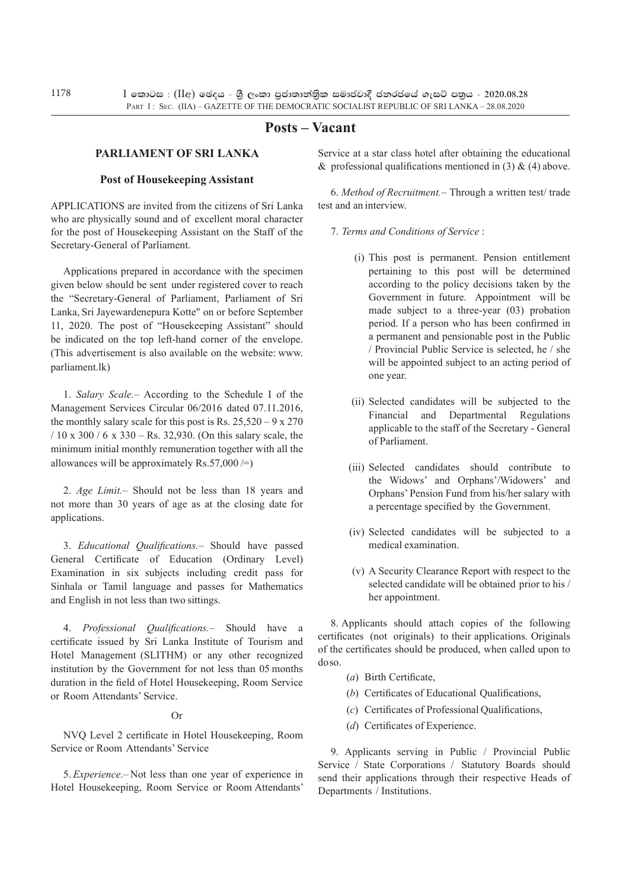# Posts – Vacant

## PARLIAMENT OF SRI LANKA

### Post of Housekeeping Assistant

APPLICATIONS are invited from the citizens of Sri Lanka who are physically sound and of excellent moral character for the post of Housekeeping Assistant on the Staff of the Secretary-General of Parliament.

Applications prepared in accordance with the specimen given below should be sent under registered cover to reach the "Secretary-General of Parliament, Parliament of Sri Lanka, Sri Jayewardenepura Kotte" on or before September 11, 2020. The post of "Housekeeping Assistant" should be indicated on the top left-hand corner of the envelope. (This advertisement is also available on the website: www. parliament.lk)

1. *Salary Scale.–* According to the Schedule I of the Management Services Circular 06/2016 dated 07.11.2016, the monthly salary scale for this post is Rs. 25,520 – 9 x 270 / 10 x 300 / 6 x 330 – Rs. 32,930. (On this salary scale, the minimum initial monthly remuneration together with all the allowances will be approximately Rs.57,000 /=)

2. *Age Limit.–* Should not be less than 18 years and not more than 30 years of age as at the closing date for applications.

3. *Educational Qualifications.–* Should have passed General Certificate of Education (Ordinary Level) Examination in six subjects including credit pass for Sinhala or Tamil language and passes for Mathematics and English in not less than two sittings.

4. *Professional Qualifications.–* Should have a certificate issued by Sri Lanka Institute of Tourism and Hotel Management (SLITHM) or any other recognized institution by the Government for not less than 05 months duration in the field of Hotel Housekeeping, Room Service or Room Attendants' Service.

Or

NVQ Level 2 certificate in Hotel Housekeeping, Room Service or Room Attendants' Service

5. *Experience.–* Not less than one year of experience in Hotel Housekeeping, Room Service or Room Attendants' Service at a star class hotel after obtaining the educational & professional qualifications mentioned in (3) & (4) above.

6. *Method of Recruitment.–* Through a written test/ trade test and an interview.

7. *Terms and Conditions of Service* :

(i) This post is permanent. Pension entitlement pertaining to this post will be determined according to the policy decisions taken by the Government in future. Appointment will be made subject to a three-year (03) probation period. If a person who has been confirmed in a permanent and pensionable post in the Public / Provincial Public Service is selected, he / she will be appointed subject to an acting period of one year.

(ii) Selected candidates will be subjected to the Financial and Departmental Regulations applicable to the staff of the Secretary - General of Parliament.

(iii) Selected candidates should contribute to the Widows' and Orphans'/Widowers' and Orphans' Pension Fund from his/her salary with a percentage specified by the Government.

(iv) Selected candidates will be subjected to a medical examination.

(v) A Security Clearance Report with respect to the selected candidate will be obtained prior to his / her appointment.

8. Applicants should attach copies of the following certificates (not originals) to their applications. Originals of the certificates should be produced, when called upon to do so.

(*a*) Birth Certificate,

(*b*) Certificates of Educational Qualifications,

(*c*) Certificates of Professional Qualifications,

(*d*) Certificates of Experience.

9. Applicants serving in Public / Provincial Public Service / State Corporations / Statutory Boards should send their applications through their respective Heads of Departments / Institutions.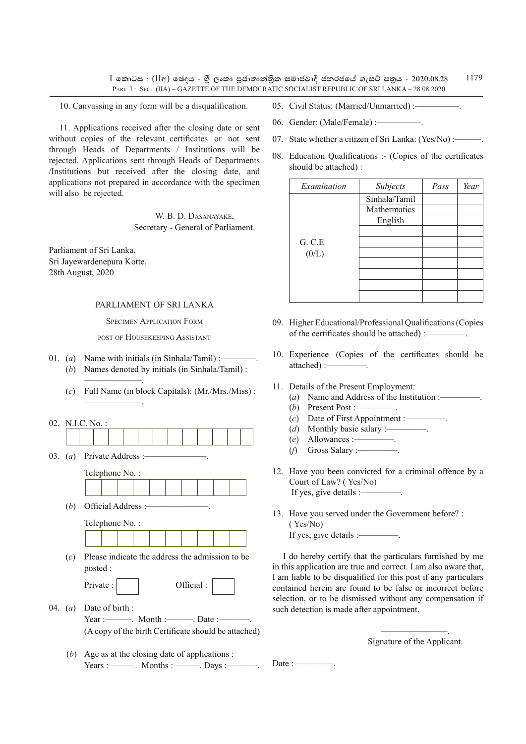10. Canvassing in any form will be a disqualification.

11. Applications received after the closing date or sent without copies of the relevant certificates or not sent through Heads of Departments / Institutions will be rejected. Applications sent through Heads of Departments /Institutions but received after the closing date, and applications not prepared in accordance with the specimen will also be rejected.

W. B. D. Dasanayake,
Secretary - General of Parliament.

Parliament of Sri Lanka,
Sri Jayewardenepura Kotte.
28th August, 2020

PARLIAMENT OF SRI LANKA

Specimen Application Form

post of Housekeeping Assistant

01. (*a*) Name with initials (in Sinhala/Tamil) :————.
(*b*) Names denoted by initials (in Sinhala/Tamil) : —————.
(*c*) Full Name (in block Capitals): (Mr./Mrs./Miss) : —————.

02. N.I.C. No. :

| | | | | | | | | | | | |
|---|---|---|---|---|---|---|---|---|---|---|---|
| | | | | | | | | | | | |

03. (*a*) Private Address :———————.

Telephone No. :

| | | | | | | | | | |
|---|---|---|---|---|---|---|---|---|---|
| | | | | | | | | | |

(*b*) Official Address :———————.

Telephone No. :

| | | | | | | | | | |
|---|---|---|---|---|---|---|---|---|---|
| | | | | | | | | | |

(*c*) Please indicate the address the admission to be posted :

Private : ☐ Official : ☐

04. (*a*) Date of birth :
Year :———. Month :———. Date :————.
(A copy of the birth Certificate should be attached)

(*b*) Age as at the closing date of applications :
Years :———. Months :———. Days :————.

05. Civil Status: (Married/Unmarried) :—————.

06. Gender: (Male/Female) :—————.

07. State whether a citizen of Sri Lanka: (Yes/No) :———.

08. Education Qualifications :- (Copies of the certificates should be attached) :

| *Examination* | *Subjects* | *Pass* | *Year* |
|---|---|---|---|
| G. C.E (0/L) | Sinhala/Tamil | | |
| | Mathermatics | | |
| | English | | |
| | | | |
| | | | |
| | | | |
| | | | |
| | | | |
| | | | |
| | | | |

09. Higher Educational/Professional Qualifications (Copies of the certificates should be attached) :—————.

10. Experience (Copies of the certificates should be attached) :—————.

11. Details of the Present Employment:
(*a*) Name and Address of the Institution :—————.
(*b*) Present Post :—————.
(*c*) Date of First Appointment :—————.
(*d*) Monthly basic salary :—————.
(*e*) Allowances :—————.
(*f*) Gross Salary :—————.

12. Have you been convicted for a criminal offence by a Court of Law? ( Yes/No)
If yes, give details :—————.

13. Have you served under the Government before? : ( Yes/No)
If yes, give details :—————.

I do hereby certify that the particulars furnished by me in this application are true and correct. I am also aware that, I am liable to be disqualified for this post if any particulars contained herein are found to be false or incorrect before selection, or to be dismissed without any compensation if such detection is made after appointment.

————————,
Signature of the Applicant.

Date :—————.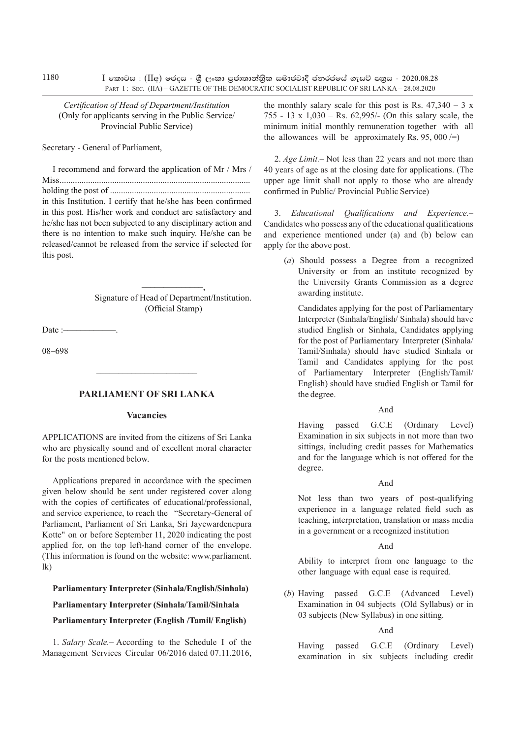*Certification of Head of Department/Institution*
(Only for applicants serving in the Public Service/ Provincial Public Service)

Secretary - General of Parliament,

I recommend and forward the application of Mr / Mrs / Miss...................................................................................... holding the post of ............................................................... in this Institution. I certify that he/she has been confirmed in this post. His/her work and conduct are satisfactory and he/she has not been subjected to any disciplinary action and there is no intention to make such inquiry. He/she can be released/cannot be released from the service if selected for this post.

——————,
Signature of Head of Department/Institution.
(Official Stamp)

Date :——————.

08–698

---

## PARLIAMENT OF SRI LANKA

### Vacancies

APPLICATIONS are invited from the citizens of Sri Lanka who are physically sound and of excellent moral character for the posts mentioned below.

Applications prepared in accordance with the specimen given below should be sent under registered cover along with the copies of certificates of educational/professional, and service experience, to reach the "Secretary-General of Parliament, Parliament of Sri Lanka, Sri Jayewardenepura Kotte" on or before September 11, 2020 indicating the post applied for, on the top left-hand corner of the envelope. (This information is found on the website: www.parliament.lk)

**Parliamentary Interpreter (Sinhala/English/Sinhala)**

**Parliamentary Interpreter (Sinhala/Tamil/Sinhala**

**Parliamentary Interpreter (English /Tamil/ English)**

1. *Salary Scale.*– According to the Schedule I of the Management Services Circular 06/2016 dated 07.11.2016, the monthly salary scale for this post is Rs. 47,340 – 3 x 755 - 13 x 1,030 – Rs. 62,995/- (On this salary scale, the minimum initial monthly remuneration together with all the allowances will be approximately Rs. 95, 000 /=)

2. *Age Limit.*– Not less than 22 years and not more than 40 years of age as at the closing date for applications. (The upper age limit shall not apply to those who are already confirmed in Public/ Provincial Public Service)

3. *Educational Qualifications and Experience.*– Candidates who possess any of the educational qualifications and experience mentioned under (a) and (b) below can apply for the above post.

(*a*) Should possess a Degree from a recognized University or from an institute recognized by the University Grants Commission as a degree awarding institute.

Candidates applying for the post of Parliamentary Interpreter (Sinhala/English/ Sinhala) should have studied English or Sinhala, Candidates applying for the post of Parliamentary Interpreter (Sinhala/ Tamil/Sinhala) should have studied Sinhala or Tamil and Candidates applying for the post of Parliamentary Interpreter (English/Tamil/ English) should have studied English or Tamil for the degree.

And

Having passed G.C.E (Ordinary Level) Examination in six subjects in not more than two sittings, including credit passes for Mathematics and for the language which is not offered for the degree.

And

Not less than two years of post-qualifying experience in a language related field such as teaching, interpretation, translation or mass media in a government or a recognized institution

And

Ability to interpret from one language to the other language with equal ease is required.

(*b*) Having passed G.C.E (Advanced Level) Examination in 04 subjects (Old Syllabus) or in 03 subjects (New Syllabus) in one sitting.

And

Having passed G.C.E (Ordinary Level) examination in six subjects including credit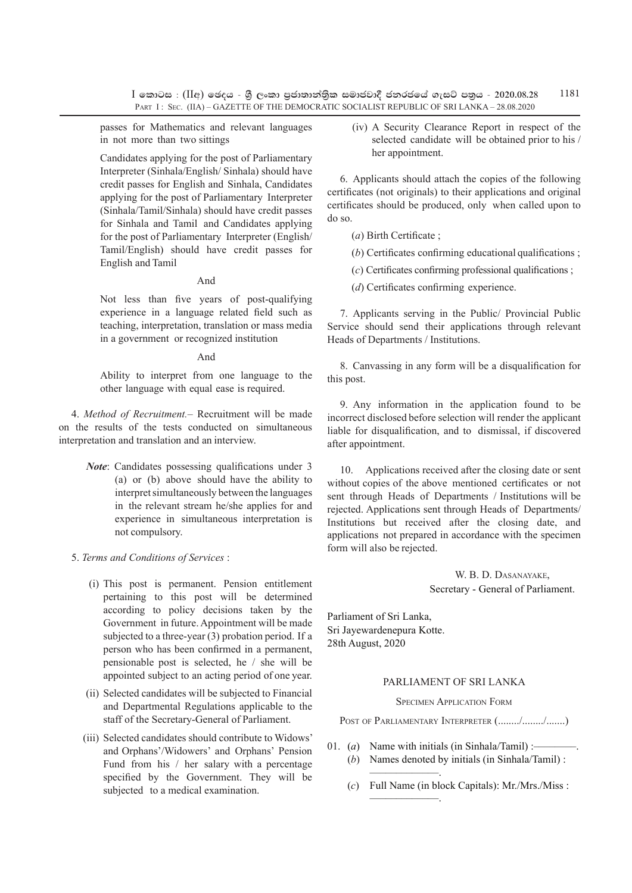passes for Mathematics and relevant languages in not more than two sittings

Candidates applying for the post of Parliamentary Interpreter (Sinhala/English/ Sinhala) should have credit passes for English and Sinhala, Candidates applying for the post of Parliamentary Interpreter (Sinhala/Tamil/Sinhala) should have credit passes for Sinhala and Tamil and Candidates applying for the post of Parliamentary Interpreter (English/ Tamil/English) should have credit passes for English and Tamil

And

Not less than five years of post-qualifying experience in a language related field such as teaching, interpretation, translation or mass media in a government or recognized institution

And

Ability to interpret from one language to the other language with equal ease is required.

4. *Method of Recruitment.*– Recruitment will be made on the results of the tests conducted on simultaneous interpretation and translation and an interview.

***Note***: Candidates possessing qualifications under 3 (a) or (b) above should have the ability to interpret simultaneously between the languages in the relevant stream he/she applies for and experience in simultaneous interpretation is not compulsory.

5. *Terms and Conditions of Services* :

(i) This post is permanent. Pension entitlement pertaining to this post will be determined according to policy decisions taken by the Government in future. Appointment will be made subjected to a three-year (3) probation period. If a person who has been confirmed in a permanent, pensionable post is selected, he / she will be appointed subject to an acting period of one year.

(ii) Selected candidates will be subjected to Financial and Departmental Regulations applicable to the staff of the Secretary-General of Parliament.

(iii) Selected candidates should contribute to Widows' and Orphans'/Widowers' and Orphans' Pension Fund from his / her salary with a percentage specified by the Government. They will be subjected to a medical examination.

(iv) A Security Clearance Report in respect of the selected candidate will be obtained prior to his / her appointment.

6. Applicants should attach the copies of the following certificates (not originals) to their applications and original certificates should be produced, only when called upon to do so.

(*a*) Birth Certificate ;

(*b*) Certificates confirming educational qualifications ;

(*c*) Certificates confirming professional qualifications ;

(*d*) Certificates confirming experience.

7. Applicants serving in the Public/ Provincial Public Service should send their applications through relevant Heads of Departments / Institutions.

8. Canvassing in any form will be a disqualification for this post.

9. Any information in the application found to be incorrect disclosed before selection will render the applicant liable for disqualification, and to dismissal, if discovered after appointment.

10. Applications received after the closing date or sent without copies of the above mentioned certificates or not sent through Heads of Departments / Institutions will be rejected. Applications sent through Heads of Departments/ Institutions but received after the closing date, and applications not prepared in accordance with the specimen form will also be rejected.

W. B. D. Dasanayake,
Secretary - General of Parliament.

Parliament of Sri Lanka,
Sri Jayewardenepura Kotte.
28th August, 2020

## PARLIAMENT OF SRI LANKA

### Specimen Application Form

Post of Parliamentary Interpreter (......../......../.......)

01. (*a*) Name with initials (in Sinhala/Tamil) :————.
(*b*) Names denoted by initials (in Sinhala/Tamil) : —————.
(*c*) Full Name (in block Capitals): Mr./Mrs./Miss : —————.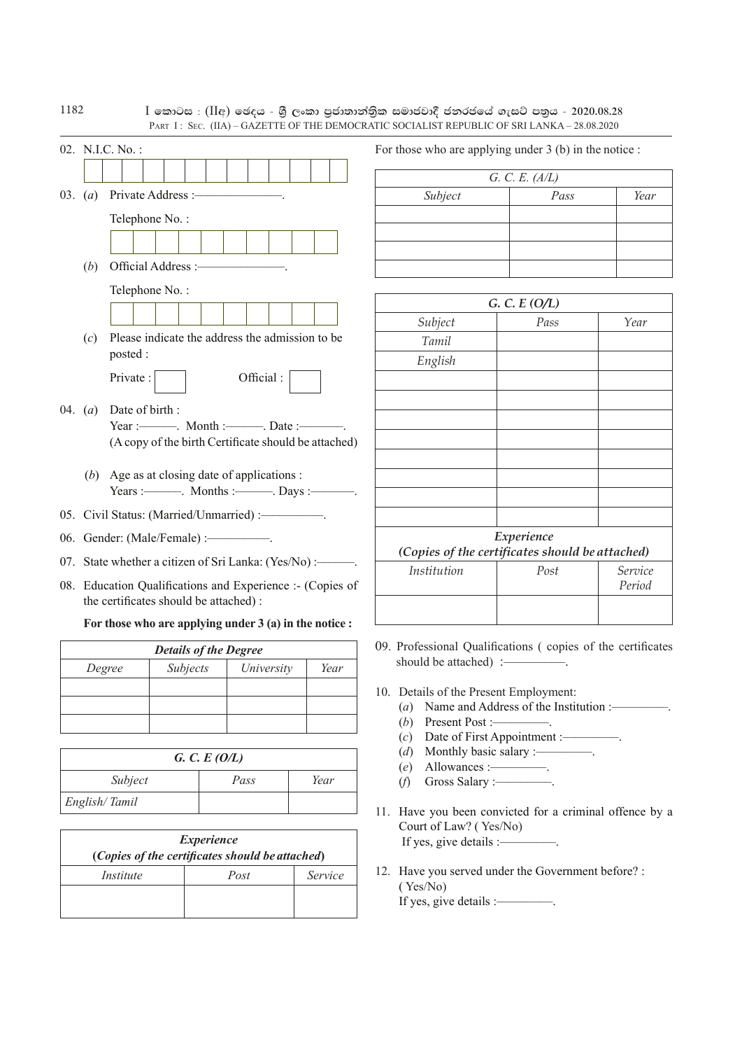02. N.I.C. No. :

| | | | | | | | | | | | |
|---|---|---|---|---|---|---|---|---|---|---|---|
| | | | | | | | | | | | |

03. (*a*) Private Address :————————.

Telephone No. :

| | | | | | | | | | |
|---|---|---|---|---|---|---|---|---|---|
| | | | | | | | | | |

(*b*) Official Address :————————.

Telephone No. :

| | | | | | | | | | |
|---|---|---|---|---|---|---|---|---|---|
| | | | | | | | | | |

(*c*) Please indicate the address the admission to be posted :

Private : ☐ Official : ☐

04. (*a*) Date of birth :
Year :———. Month :———. Date :————.
(A copy of the birth Certificate should be attached)

(*b*) Age as at closing date of applications :
Years :———. Months :———. Days :————.

05. Civil Status: (Married/Unmarried) :—————.

06. Gender: (Male/Female) :—————.

07. State whether a citizen of Sri Lanka: (Yes/No) :———.

08. Education Qualifications and Experience :- (Copies of the certificates should be attached) :

**For those who are applying under 3 (a) in the notice :**

| ***Details of the Degree*** | | | |
|---|---|---|---|
| *Degree* | *Subjects* | *University* | *Year* |
| | | | |
| | | | |
| | | | |

| ***G. C. E (O/L)*** | | |
|---|---|---|
| *Subject* | *Pass* | *Year* |
| *English/ Tamil* | | |

| ***Experience* (*Copies of the certificates should be attached*)** | | |
|---|---|---|
| *Institute* | *Post* | *Service* |
| | | |

For those who are applying under 3 (b) in the notice :

| *G. C. E. (A/L)* | | |
|---|---|---|
| *Subject* | *Pass* | *Year* |
| | | |
| | | |
| | | |
| | | |

| ***G. C. E (O/L)*** | | |
|---|---|---|
| *Subject* | *Pass* | *Year* |
| *Tamil* | | |
| *English* | | |
| | | |
| | | |
| | | |
| | | |
| | | |
| | | |
| | | |
| | | |

| ***Experience (Copies of the certificates should be attached)*** | | |
|---|---|---|
| *Institution* | *Post* | *Service Period* |
| | | |

09. Professional Qualifications ( copies of the certificates should be attached) :—————.

10. Details of the Present Employment:
   (*a*) Name and Address of the Institution :—————.
   (*b*) Present Post :—————.
   (*c*) Date of First Appointment :—————.
   (*d*) Monthly basic salary :—————.
   (*e*) Allowances :—————.
   (*f*) Gross Salary :—————.

11. Have you been convicted for a criminal offence by a Court of Law? ( Yes/No)
    If yes, give details :—————.

12. Have you served under the Government before? : ( Yes/No)
    If yes, give details :—————.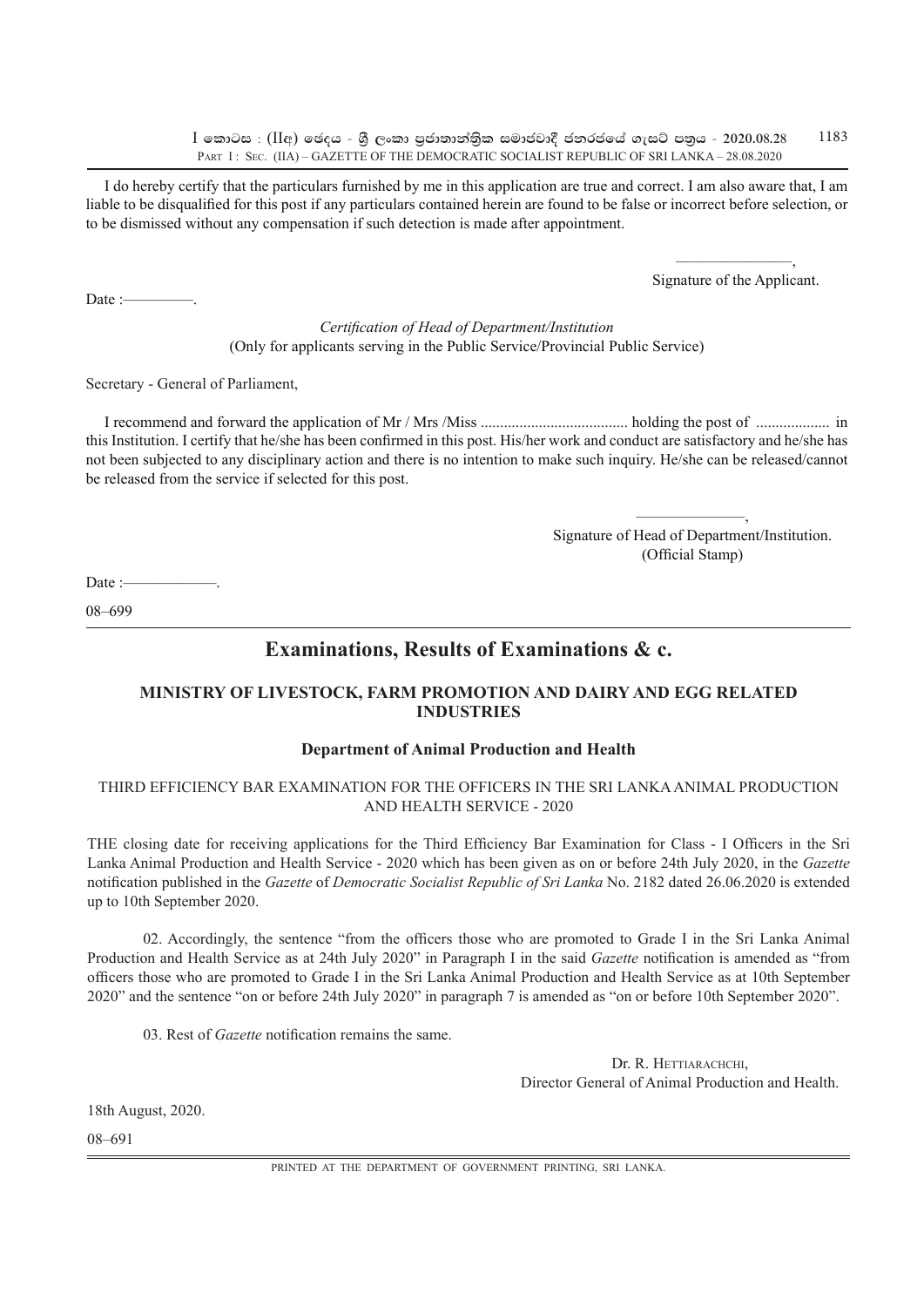I do hereby certify that the particulars furnished by me in this application are true and correct. I am also aware that, I am liable to be disqualified for this post if any particulars contained herein are found to be false or incorrect before selection, or to be dismissed without any compensation if such detection is made after appointment.

————————,
Signature of the Applicant.

Date :—————.

*Certification of Head of Department/Institution*
(Only for applicants serving in the Public Service/Provincial Public Service)

Secretary - General of Parliament,

I recommend and forward the application of Mr / Mrs /Miss ...................................... holding the post of ................... in this Institution. I certify that he/she has been confirmed in this post. His/her work and conduct are satisfactory and he/she has not been subjected to any disciplinary action and there is no intention to make such inquiry. He/she can be released/cannot be released from the service if selected for this post.

———————,
Signature of Head of Department/Institution.
(Official Stamp)

Date :——————.

08–699

---

# Examinations, Results of Examinations & c.

## MINISTRY OF LIVESTOCK, FARM PROMOTION AND DAIRY AND EGG RELATED INDUSTRIES

### Department of Animal Production and Health

THIRD EFFICIENCY BAR EXAMINATION FOR THE OFFICERS IN THE SRI LANKA ANIMAL PRODUCTION AND HEALTH SERVICE - 2020

THE closing date for receiving applications for the Third Efficiency Bar Examination for Class - I Officers in the Sri Lanka Animal Production and Health Service - 2020 which has been given as on or before 24th July 2020, in the *Gazette* notification published in the *Gazette* of *Democratic Socialist Republic of Sri Lanka* No. 2182 dated 26.06.2020 is extended up to 10th September 2020.

02. Accordingly, the sentence "from the officers those who are promoted to Grade I in the Sri Lanka Animal Production and Health Service as at 24th July 2020" in Paragraph I in the said *Gazette* notification is amended as "from officers those who are promoted to Grade I in the Sri Lanka Animal Production and Health Service as at 10th September 2020" and the sentence "on or before 24th July 2020" in paragraph 7 is amended as "on or before 10th September 2020".

03. Rest of *Gazette* notification remains the same.

Dr. R. Hettiarachchi,
Director General of Animal Production and Health.

18th August, 2020.

08–691

---

PRINTED AT THE DEPARTMENT OF GOVERNMENT PRINTING, SRI LANKA.